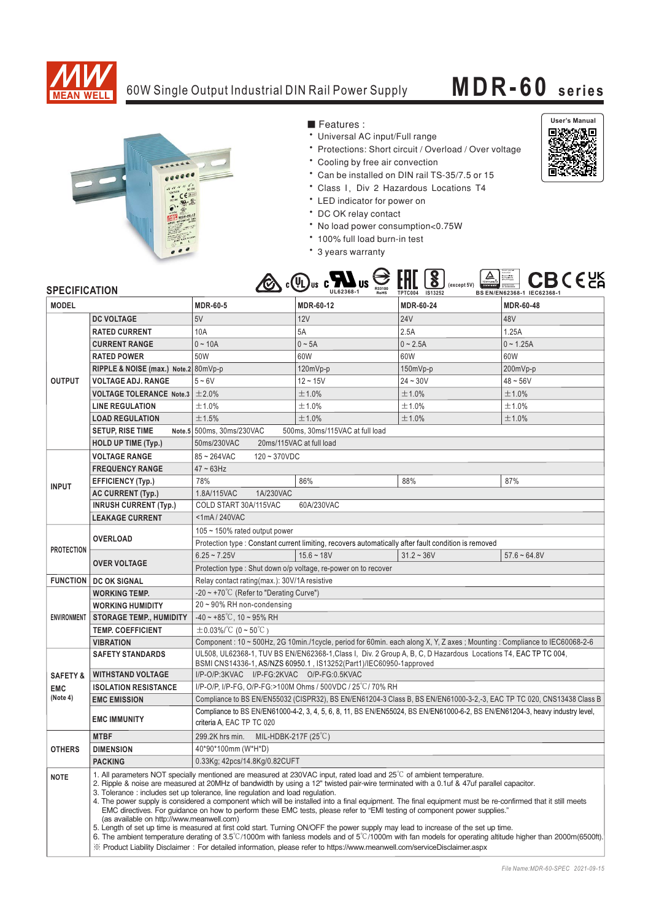# MEAN WELL

## 60W Single Output Industrial DIN Rail Power Supply

# MDR-60 series

User's Manual

## ■ Features :

- Universal AC input/Full range
- Protections: Short circuit / Overload / Over voltage
- Cooling by free air convection
- Can be installed on DIN rail TS-35/7.5 or 15
- Class I, Div 2 Hazardous Locations T4
- LED indicator for power on
- DC OK relay contact
- No load power consumption<0.75W
- 100% full load burn-in test
- 3 years warranty

UL62368-1 R33100 RoHS TPTC004 IS13252 (except 5V) BS EN/EN62368-1 IEC62368-1

## SPECIFICATION

| MODEL | | MDR-60-5 | MDR-60-12 | MDR-60-24 | MDR-60-48 |
|---|---|---|---|---|---|
| OUTPUT | DC VOLTAGE | 5V | 12V | 24V | 48V |
| | RATED CURRENT | 10A | 5A | 2.5A | 1.25A |
| | CURRENT RANGE | 0 ~ 10A | 0 ~ 5A | 0 ~ 2.5A | 0 ~ 1.25A |
| | RATED POWER | 50W | 60W | 60W | 60W |
| | RIPPLE & NOISE (max.) Note.2 | 80mVp-p | 120mVp-p | 150mVp-p | 200mVp-p |
| | VOLTAGE ADJ. RANGE | 5 ~ 6V | 12 ~ 15V | 24 ~ 30V | 48 ~ 56V |
| | VOLTAGE TOLERANCE Note.3 | ±2.0% | ±1.0% | ±1.0% | ±1.0% |
| | LINE REGULATION | ±1.0% | ±1.0% | ±1.0% | ±1.0% |
| | LOAD REGULATION | ±1.5% | ±1.0% | ±1.0% | ±1.0% |
| | SETUP, RISE TIME Note.5 | 500ms, 30ms/230VAC 500ms, 30ms/115VAC at full load | | | |
| | HOLD UP TIME (Typ.) | 50ms/230VAC 20ms/115VAC at full load | | | |
| INPUT | VOLTAGE RANGE | 85 ~ 264VAC 120 ~ 370VDC | | | |
| | FREQUENCY RANGE | 47 ~ 63Hz | | | |
| | EFFICIENCY (Typ.) | 78% | 86% | 88% | 87% |
| | AC CURRENT (Typ.) | 1.8A/115VAC 1A/230VAC | | | |
| | INRUSH CURRENT (Typ.) | COLD START 30A/115VAC 60A/230VAC | | | |
| | LEAKAGE CURRENT | <1mA / 240VAC | | | |
| PROTECTION | OVERLOAD | 105 ~ 150% rated output power | | | |
| | | Protection type : Constant current limiting, recovers automatically after fault condition is removed | | | |
| | OVER VOLTAGE | 6.25 ~ 7.25V | 15.6 ~ 18V | 31.2 ~ 36V | 57.6 ~ 64.8V |
| | | Protection type : Shut down o/p voltage, re-power on to recover | | | |
| FUNCTION | DC OK SIGNAL | Relay contact rating(max.): 30V/1A resistive | | | |
| ENVIRONMENT | WORKING TEMP. | -20 ~ +70℃ (Refer to "Derating Curve") | | | |
| | WORKING HUMIDITY | 20 ~ 90% RH non-condensing | | | |
| | STORAGE TEMP., HUMIDITY | -40 ~ +85℃, 10 ~ 95% RH | | | |
| | TEMP. COEFFICIENT | ±0.03%/℃ (0 ~ 50℃) | | | |
| | VIBRATION | Component : 10 ~ 500Hz, 2G 10min./1cycle, period for 60min. each along X, Y, Z axes ; Mounting : Compliance to IEC60068-2-6 | | | |
| SAFETY & EMC (Note 4) | SAFETY STANDARDS | UL508, UL62368-1, TUV BS EN/EN62368-1,Class I, Div. 2 Group A, B, C, D Hazardous Locations T4, EAC TP TC 004, BSMI CNS14336-1, AS/NZS 60950.1 , IS13252(Part1)/IEC60950-1approved | | | |
| | WITHSTAND VOLTAGE | I/P-O/P:3KVAC I/P-FG:2KVAC O/P-FG:0.5KVAC | | | |
| | ISOLATION RESISTANCE | I/P-O/P, I/P-FG, O/P-FG:>100M Ohms / 500VDC / 25℃/ 70% RH | | | |
| | EMC EMISSION | Compliance to BS EN/EN55032 (CISPR32), BS EN/EN61204-3 Class B, BS EN/EN61000-3-2,-3, EAC TP TC 020, CNS13438 Class B | | | |
| | EMC IMMUNITY | Compliance to BS EN/EN61000-4-2, 3, 4, 5, 6, 8, 11, BS EN/EN55024, BS EN/EN61000-6-2, BS EN/EN61204-3, heavy industry level, criteria A, EAC TP TC 020 | | | |
| OTHERS | MTBF | 299.2K hrs min. MIL-HDBK-217F (25℃) | | | |
| | DIMENSION | 40*90*100mm (W*H*D) | | | |
| | PACKING | 0.33Kg; 42pcs/14.8Kg/0.82CUFT | | | |

**NOTE**

1. All parameters NOT specially mentioned are measured at 230VAC input, rated load and 25℃ of ambient temperature.
2. Ripple & noise are measured at 20MHz of bandwidth by using a 12" twisted pair-wire terminated with a 0.1uf & 47uf parallel capacitor.
3. Tolerance : includes set up tolerance, line regulation and load regulation.
4. The power supply is considered a component which will be installed into a final equipment. The final equipment must be re-confirmed that it still meets EMC directives. For guidance on how to perform these EMC tests, please refer to "EMI testing of component power supplies." (as available on http://www.meanwell.com)
5. Length of set up time is measured at first cold start. Turning ON/OFF the power supply may lead to increase of the set up time.
6. The ambient temperature derating of 3.5℃/1000m with fanless models and of 5℃/1000m with fan models for operating altitude higher than 2000m(6500ft).

※ Product Liability Disclaimer : For detailed information, please refer to https://www.meanwell.com/serviceDisclaimer.aspx

File Name:MDR-60-SPEC 2021-09-15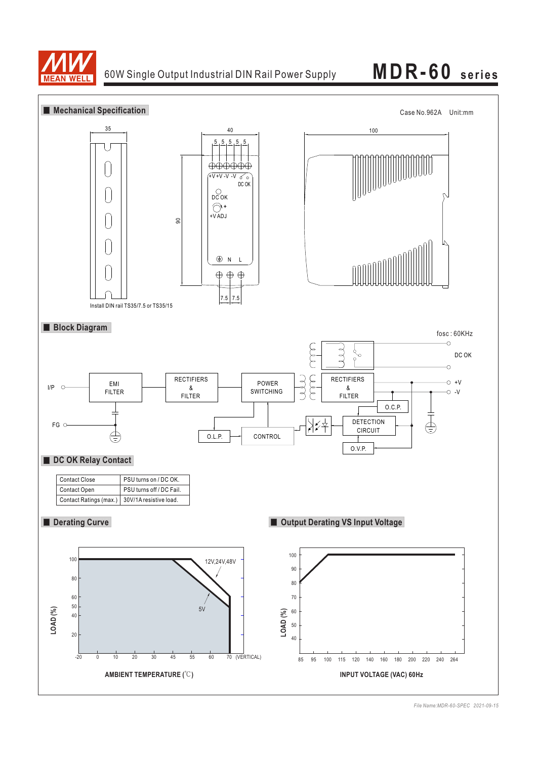60W Single Output Industrial DIN Rail Power Supply

# MDR-60 series

## Mechanical Specification

Case No.962A Unit:mm

35

40

5 5 5 5 5

+V +V -V -V DC OK

DC OK

+V ADJ

N L

90

7.5 7.5

100

Install DIN rail TS35/7.5 or TS35/15

## Block Diagram

fosc : 60KHz

DC OK

I/P

EMI FILTER

RECTIFIERS & FILTER

POWER SWITCHING

RECTIFIERS & FILTER

+V

-V

O.C.P.

FG

DETECTION CIRCUIT

O.L.P.

CONTROL

O.V.P.

## DC OK Relay Contact

| | |
|---|---|
| Contact Close | PSU turns on / DC OK. |
| Contact Open | PSU turns off / DC Fail. |
| Contact Ratings (max.) | 30V/1A resistive load. |

## Derating Curve

LOAD (%)

100
80
60
50
40
20

12V,24V,48V

5V

-20 0 10 20 30 45 55 60 70 (VERTICAL)

AMBIENT TEMPERATURE (℃)

## Output Derating VS Input Voltage

LOAD (%)

100
90
80
70
60
50
40

85 95 100 115 120 140 160 180 200 220 240 264

INPUT VOLTAGE (VAC) 60Hz

File Name:MDR-60-SPEC 2021-09-15